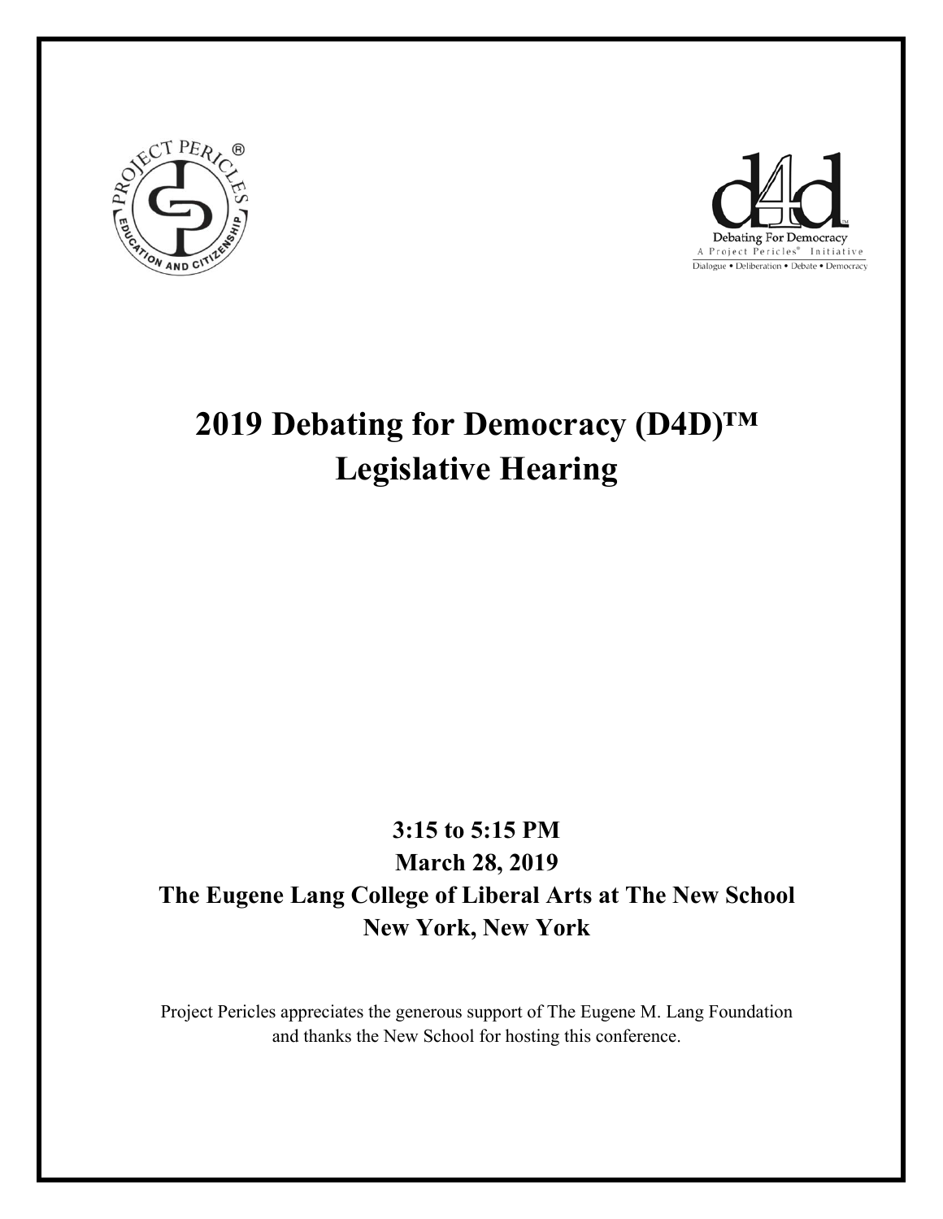# 2019 Debating for Democracy (D4D)™ Legislative Hearing

**3:15 to 5:15 PM**

**March 28, 2019**

**The Eugene Lang College of Liberal Arts at The New School**

**New York, New York**

Project Pericles appreciates the generous support of The Eugene M. Lang Foundation and thanks the New School for hosting this conference.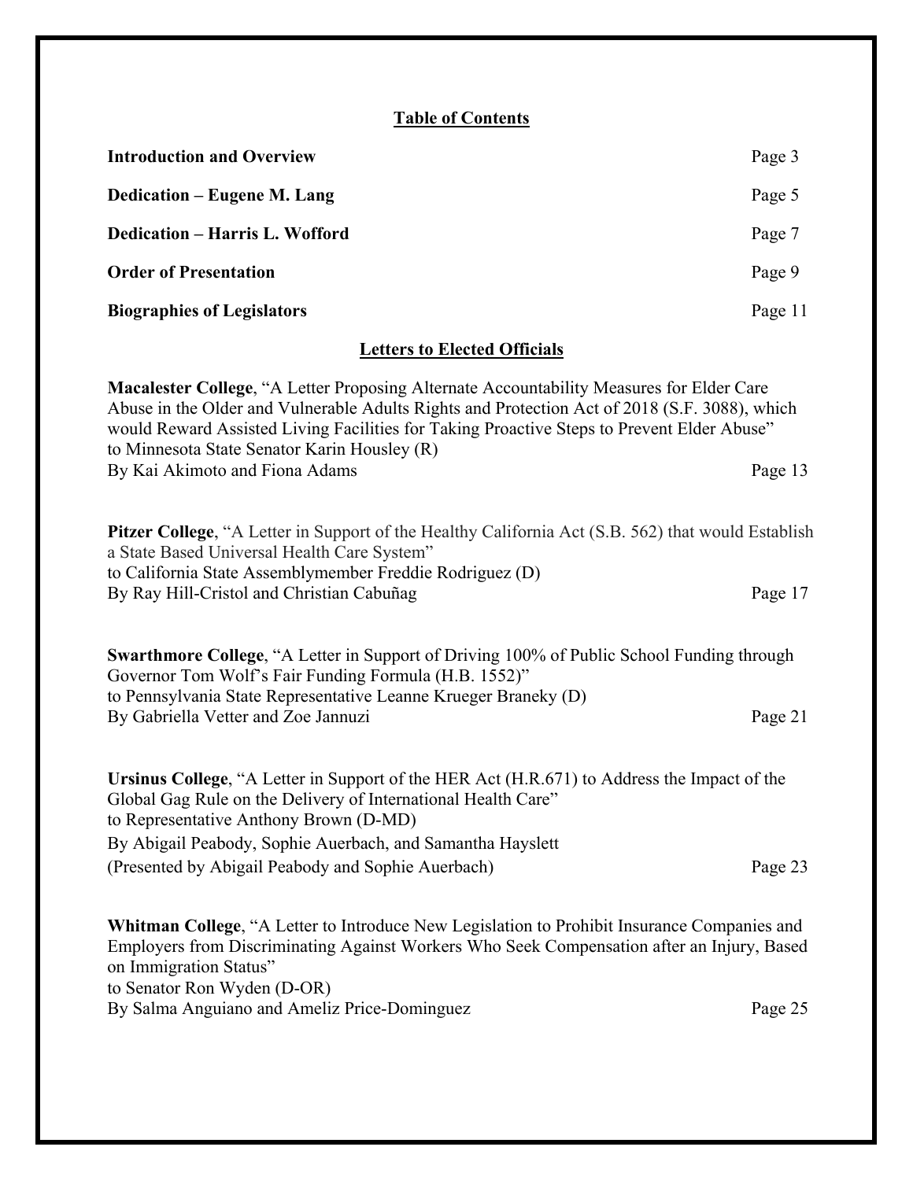## Table of Contents

**Introduction and Overview** Page 3

**Dedication – Eugene M. Lang** Page 5

**Dedication – Harris L. Wofford** Page 7

**Order of Presentation** Page 9

**Biographies of Legislators** Page 11

## Letters to Elected Officials

**Macalester College**, "A Letter Proposing Alternate Accountability Measures for Elder Care Abuse in the Older and Vulnerable Adults Rights and Protection Act of 2018 (S.F. 3088), which would Reward Assisted Living Facilities for Taking Proactive Steps to Prevent Elder Abuse"
to Minnesota State Senator Karin Housley (R)
By Kai Akimoto and Fiona Adams Page 13

**Pitzer College**, "A Letter in Support of the Healthy California Act (S.B. 562) that would Establish a State Based Universal Health Care System"
to California State Assemblymember Freddie Rodriguez (D)
By Ray Hill-Cristol and Christian Cabuñag Page 17

**Swarthmore College**, "A Letter in Support of Driving 100% of Public School Funding through Governor Tom Wolf's Fair Funding Formula (H.B. 1552)"
to Pennsylvania State Representative Leanne Krueger Braneky (D)
By Gabriella Vetter and Zoe Jannuzi Page 21

**Ursinus College**, "A Letter in Support of the HER Act (H.R.671) to Address the Impact of the Global Gag Rule on the Delivery of International Health Care"
to Representative Anthony Brown (D-MD)
By Abigail Peabody, Sophie Auerbach, and Samantha Hayslett
(Presented by Abigail Peabody and Sophie Auerbach) Page 23

**Whitman College**, "A Letter to Introduce New Legislation to Prohibit Insurance Companies and Employers from Discriminating Against Workers Who Seek Compensation after an Injury, Based on Immigration Status"
to Senator Ron Wyden (D-OR)
By Salma Anguiano and Ameliz Price-Dominguez Page 25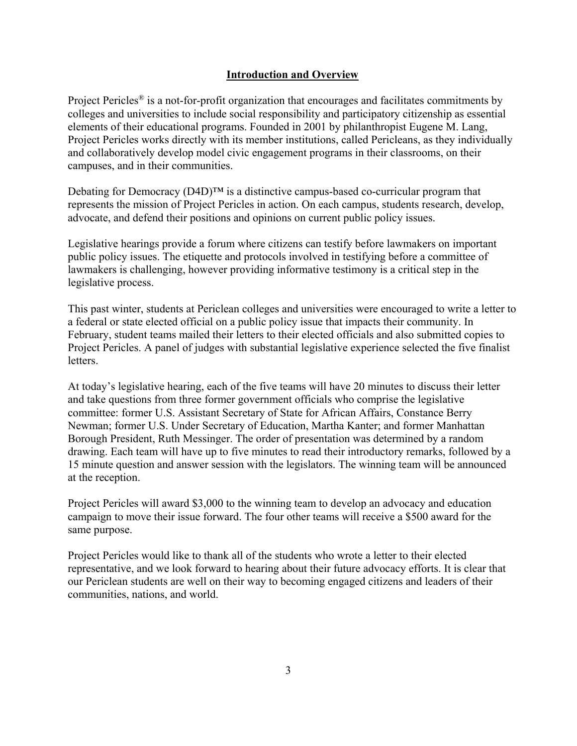## Introduction and Overview

Project Pericles® is a not-for-profit organization that encourages and facilitates commitments by colleges and universities to include social responsibility and participatory citizenship as essential elements of their educational programs. Founded in 2001 by philanthropist Eugene M. Lang, Project Pericles works directly with its member institutions, called Pericleans, as they individually and collaboratively develop model civic engagement programs in their classrooms, on their campuses, and in their communities.

Debating for Democracy (D4D)™ is a distinctive campus-based co-curricular program that represents the mission of Project Pericles in action. On each campus, students research, develop, advocate, and defend their positions and opinions on current public policy issues.

Legislative hearings provide a forum where citizens can testify before lawmakers on important public policy issues. The etiquette and protocols involved in testifying before a committee of lawmakers is challenging, however providing informative testimony is a critical step in the legislative process.

This past winter, students at Periclean colleges and universities were encouraged to write a letter to a federal or state elected official on a public policy issue that impacts their community. In February, student teams mailed their letters to their elected officials and also submitted copies to Project Pericles. A panel of judges with substantial legislative experience selected the five finalist letters.

At today's legislative hearing, each of the five teams will have 20 minutes to discuss their letter and take questions from three former government officials who comprise the legislative committee: former U.S. Assistant Secretary of State for African Affairs, Constance Berry Newman; former U.S. Under Secretary of Education, Martha Kanter; and former Manhattan Borough President, Ruth Messinger. The order of presentation was determined by a random drawing. Each team will have up to five minutes to read their introductory remarks, followed by a 15 minute question and answer session with the legislators. The winning team will be announced at the reception.

Project Pericles will award $3,000 to the winning team to develop an advocacy and education campaign to move their issue forward. The four other teams will receive a $500 award for the same purpose.

Project Pericles would like to thank all of the students who wrote a letter to their elected representative, and we look forward to hearing about their future advocacy efforts. It is clear that our Periclean students are well on their way to becoming engaged citizens and leaders of their communities, nations, and world.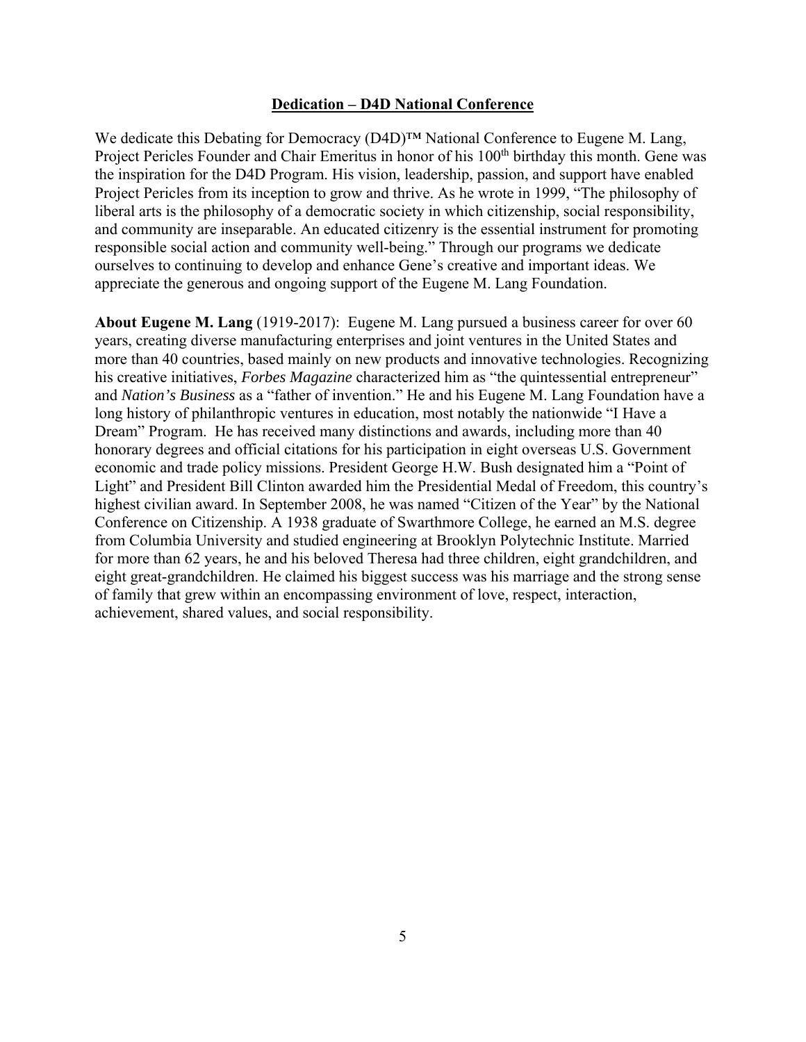## Dedication – D4D National Conference

We dedicate this Debating for Democracy (D4D)™ National Conference to Eugene M. Lang, Project Pericles Founder and Chair Emeritus in honor of his 100th birthday this month. Gene was the inspiration for the D4D Program. His vision, leadership, passion, and support have enabled Project Pericles from its inception to grow and thrive. As he wrote in 1999, "The philosophy of liberal arts is the philosophy of a democratic society in which citizenship, social responsibility, and community are inseparable. An educated citizenry is the essential instrument for promoting responsible social action and community well-being." Through our programs we dedicate ourselves to continuing to develop and enhance Gene's creative and important ideas. We appreciate the generous and ongoing support of the Eugene M. Lang Foundation.

**About Eugene M. Lang** (1919-2017): Eugene M. Lang pursued a business career for over 60 years, creating diverse manufacturing enterprises and joint ventures in the United States and more than 40 countries, based mainly on new products and innovative technologies. Recognizing his creative initiatives, *Forbes Magazine* characterized him as "the quintessential entrepreneur" and *Nation's Business* as a "father of invention." He and his Eugene M. Lang Foundation have a long history of philanthropic ventures in education, most notably the nationwide "I Have a Dream" Program. He has received many distinctions and awards, including more than 40 honorary degrees and official citations for his participation in eight overseas U.S. Government economic and trade policy missions. President George H.W. Bush designated him a "Point of Light" and President Bill Clinton awarded him the Presidential Medal of Freedom, this country's highest civilian award. In September 2008, he was named "Citizen of the Year" by the National Conference on Citizenship. A 1938 graduate of Swarthmore College, he earned an M.S. degree from Columbia University and studied engineering at Brooklyn Polytechnic Institute. Married for more than 62 years, he and his beloved Theresa had three children, eight grandchildren, and eight great-grandchildren. He claimed his biggest success was his marriage and the strong sense of family that grew within an encompassing environment of love, respect, interaction, achievement, shared values, and social responsibility.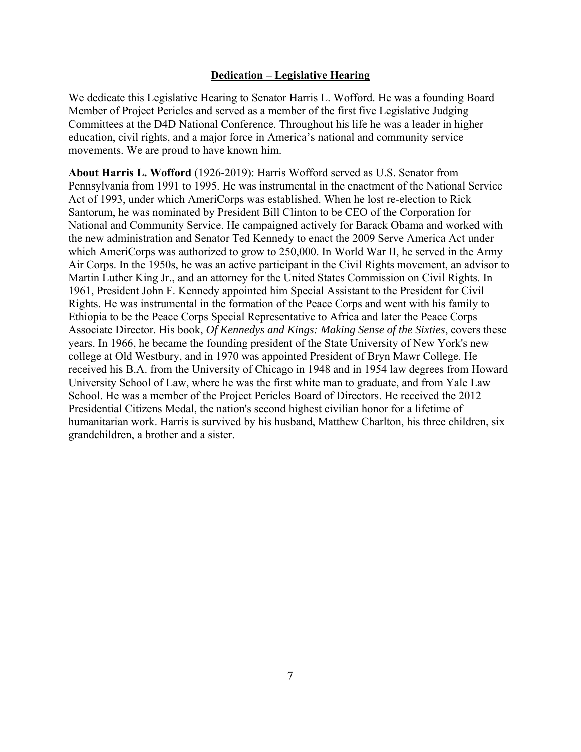## Dedication – Legislative Hearing

We dedicate this Legislative Hearing to Senator Harris L. Wofford. He was a founding Board Member of Project Pericles and served as a member of the first five Legislative Judging Committees at the D4D National Conference. Throughout his life he was a leader in higher education, civil rights, and a major force in America's national and community service movements. We are proud to have known him.

**About Harris L. Wofford** (1926-2019): Harris Wofford served as U.S. Senator from Pennsylvania from 1991 to 1995. He was instrumental in the enactment of the National Service Act of 1993, under which AmeriCorps was established. When he lost re-election to Rick Santorum, he was nominated by President Bill Clinton to be CEO of the Corporation for National and Community Service. He campaigned actively for Barack Obama and worked with the new administration and Senator Ted Kennedy to enact the 2009 Serve America Act under which AmeriCorps was authorized to grow to 250,000. In World War II, he served in the Army Air Corps. In the 1950s, he was an active participant in the Civil Rights movement, an advisor to Martin Luther King Jr., and an attorney for the United States Commission on Civil Rights. In 1961, President John F. Kennedy appointed him Special Assistant to the President for Civil Rights. He was instrumental in the formation of the Peace Corps and went with his family to Ethiopia to be the Peace Corps Special Representative to Africa and later the Peace Corps Associate Director. His book, *Of Kennedys and Kings: Making Sense of the Sixties*, covers these years. In 1966, he became the founding president of the State University of New York's new college at Old Westbury, and in 1970 was appointed President of Bryn Mawr College. He received his B.A. from the University of Chicago in 1948 and in 1954 law degrees from Howard University School of Law, where he was the first white man to graduate, and from Yale Law School. He was a member of the Project Pericles Board of Directors. He received the 2012 Presidential Citizens Medal, the nation's second highest civilian honor for a lifetime of humanitarian work. Harris is survived by his husband, Matthew Charlton, his three children, six grandchildren, a brother and a sister.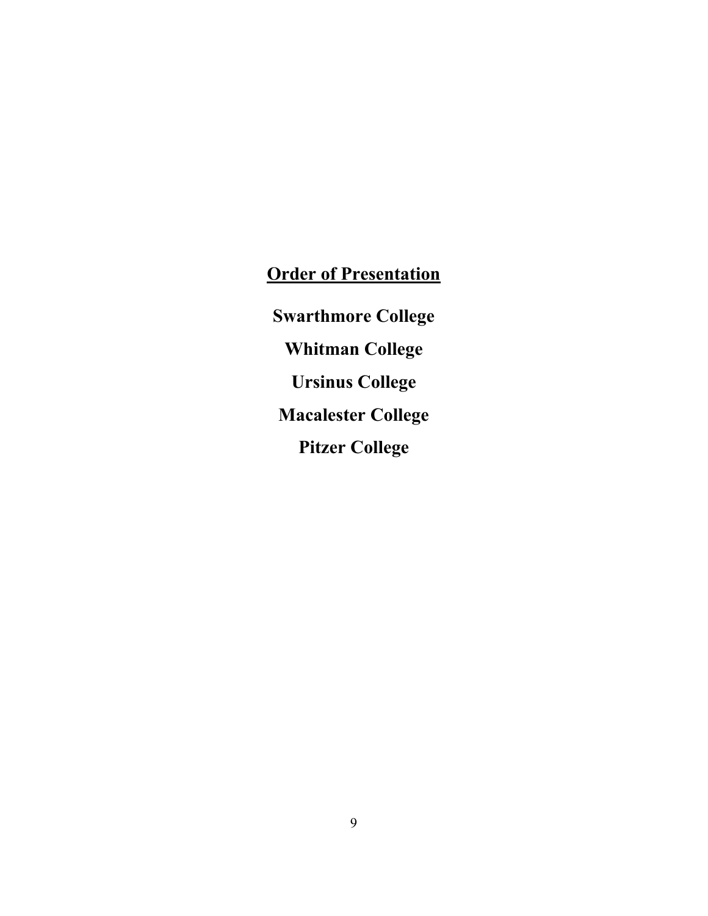## Order of Presentation

**Swarthmore College**

**Whitman College**

**Ursinus College**

**Macalester College**

**Pitzer College**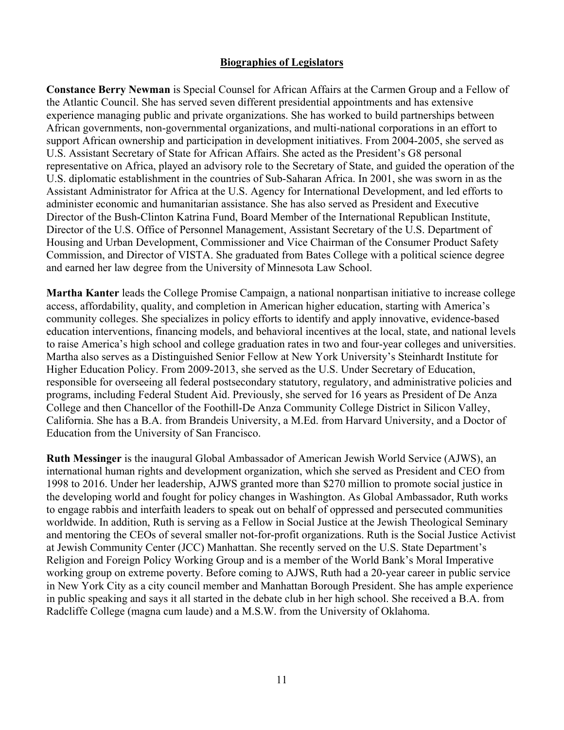## Biographies of Legislators

**Constance Berry Newman** is Special Counsel for African Affairs at the Carmen Group and a Fellow of the Atlantic Council. She has served seven different presidential appointments and has extensive experience managing public and private organizations. She has worked to build partnerships between African governments, non-governmental organizations, and multi-national corporations in an effort to support African ownership and participation in development initiatives. From 2004-2005, she served as U.S. Assistant Secretary of State for African Affairs. She acted as the President's G8 personal representative on Africa, played an advisory role to the Secretary of State, and guided the operation of the U.S. diplomatic establishment in the countries of Sub-Saharan Africa. In 2001, she was sworn in as the Assistant Administrator for Africa at the U.S. Agency for International Development, and led efforts to administer economic and humanitarian assistance. She has also served as President and Executive Director of the Bush-Clinton Katrina Fund, Board Member of the International Republican Institute, Director of the U.S. Office of Personnel Management, Assistant Secretary of the U.S. Department of Housing and Urban Development, Commissioner and Vice Chairman of the Consumer Product Safety Commission, and Director of VISTA. She graduated from Bates College with a political science degree and earned her law degree from the University of Minnesota Law School.

**Martha Kanter** leads the College Promise Campaign, a national nonpartisan initiative to increase college access, affordability, quality, and completion in American higher education, starting with America's community colleges. She specializes in policy efforts to identify and apply innovative, evidence-based education interventions, financing models, and behavioral incentives at the local, state, and national levels to raise America's high school and college graduation rates in two and four-year colleges and universities. Martha also serves as a Distinguished Senior Fellow at New York University's Steinhardt Institute for Higher Education Policy. From 2009-2013, she served as the U.S. Under Secretary of Education, responsible for overseeing all federal postsecondary statutory, regulatory, and administrative policies and programs, including Federal Student Aid. Previously, she served for 16 years as President of De Anza College and then Chancellor of the Foothill-De Anza Community College District in Silicon Valley, California. She has a B.A. from Brandeis University, a M.Ed. from Harvard University, and a Doctor of Education from the University of San Francisco.

**Ruth Messinger** is the inaugural Global Ambassador of American Jewish World Service (AJWS), an international human rights and development organization, which she served as President and CEO from 1998 to 2016. Under her leadership, AJWS granted more than $270 million to promote social justice in the developing world and fought for policy changes in Washington. As Global Ambassador, Ruth works to engage rabbis and interfaith leaders to speak out on behalf of oppressed and persecuted communities worldwide. In addition, Ruth is serving as a Fellow in Social Justice at the Jewish Theological Seminary and mentoring the CEOs of several smaller not-for-profit organizations. Ruth is the Social Justice Activist at Jewish Community Center (JCC) Manhattan. She recently served on the U.S. State Department's Religion and Foreign Policy Working Group and is a member of the World Bank's Moral Imperative working group on extreme poverty. Before coming to AJWS, Ruth had a 20-year career in public service in New York City as a city council member and Manhattan Borough President. She has ample experience in public speaking and says it all started in the debate club in her high school. She received a B.A. from Radcliffe College (magna cum laude) and a M.S.W. from the University of Oklahoma.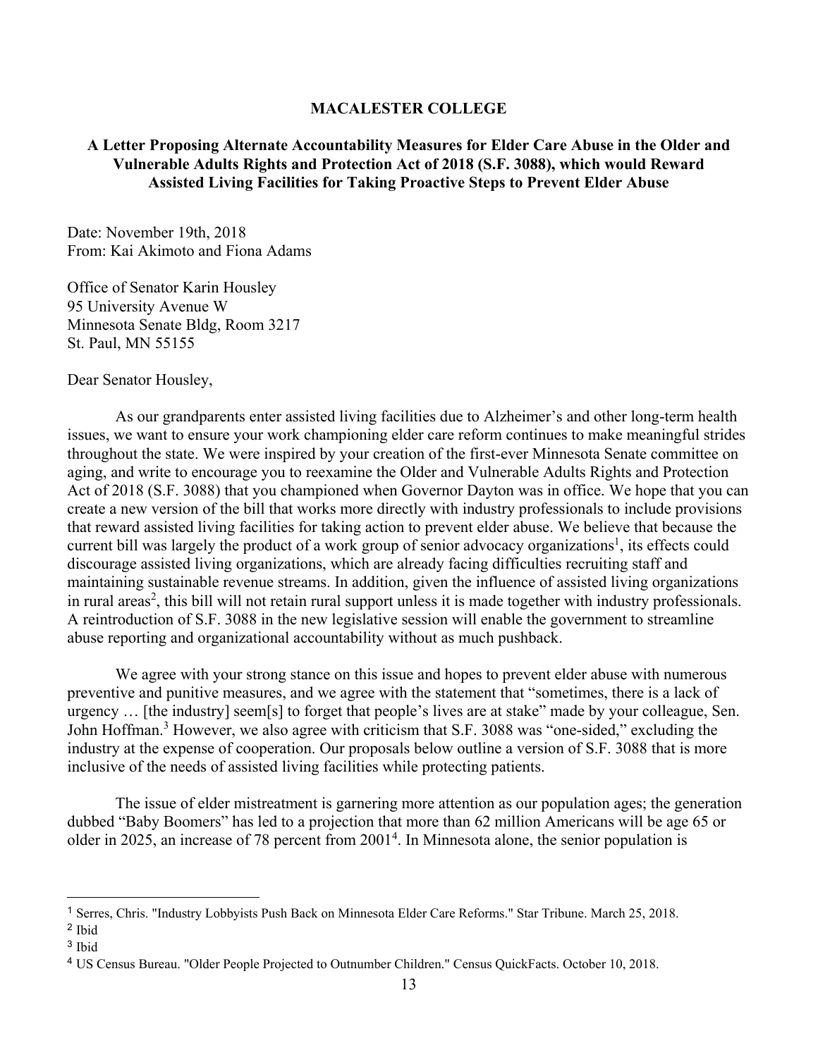# MACALESTER COLLEGE

## A Letter Proposing Alternate Accountability Measures for Elder Care Abuse in the Older and Vulnerable Adults Rights and Protection Act of 2018 (S.F. 3088), which would Reward Assisted Living Facilities for Taking Proactive Steps to Prevent Elder Abuse

Date: November 19th, 2018
From: Kai Akimoto and Fiona Adams

Office of Senator Karin Housley
95 University Avenue W
Minnesota Senate Bldg, Room 3217
St. Paul, MN 55155

Dear Senator Housley,

As our grandparents enter assisted living facilities due to Alzheimer's and other long-term health issues, we want to ensure your work championing elder care reform continues to make meaningful strides throughout the state. We were inspired by your creation of the first-ever Minnesota Senate committee on aging, and write to encourage you to reexamine the Older and Vulnerable Adults Rights and Protection Act of 2018 (S.F. 3088) that you championed when Governor Dayton was in office. We hope that you can create a new version of the bill that works more directly with industry professionals to include provisions that reward assisted living facilities for taking action to prevent elder abuse. We believe that because the current bill was largely the product of a work group of senior advocacy organizations[1], its effects could discourage assisted living organizations, which are already facing difficulties recruiting staff and maintaining sustainable revenue streams. In addition, given the influence of assisted living organizations in rural areas[2], this bill will not retain rural support unless it is made together with industry professionals. A reintroduction of S.F. 3088 in the new legislative session will enable the government to streamline abuse reporting and organizational accountability without as much pushback.

We agree with your strong stance on this issue and hopes to prevent elder abuse with numerous preventive and punitive measures, and we agree with the statement that "sometimes, there is a lack of urgency … [the industry] seem[s] to forget that people's lives are at stake" made by your colleague, Sen. John Hoffman.[3] However, we also agree with criticism that S.F. 3088 was "one-sided," excluding the industry at the expense of cooperation. Our proposals below outline a version of S.F. 3088 that is more inclusive of the needs of assisted living facilities while protecting patients.

The issue of elder mistreatment is garnering more attention as our population ages; the generation dubbed "Baby Boomers" has led to a projection that more than 62 million Americans will be age 65 or older in 2025, an increase of 78 percent from 2001[4]. In Minnesota alone, the senior population is

---

[1] Serres, Chris. "Industry Lobbyists Push Back on Minnesota Elder Care Reforms." Star Tribune. March 25, 2018.

[2] Ibid

[3] Ibid

[4] US Census Bureau. "Older People Projected to Outnumber Children." Census QuickFacts. October 10, 2018.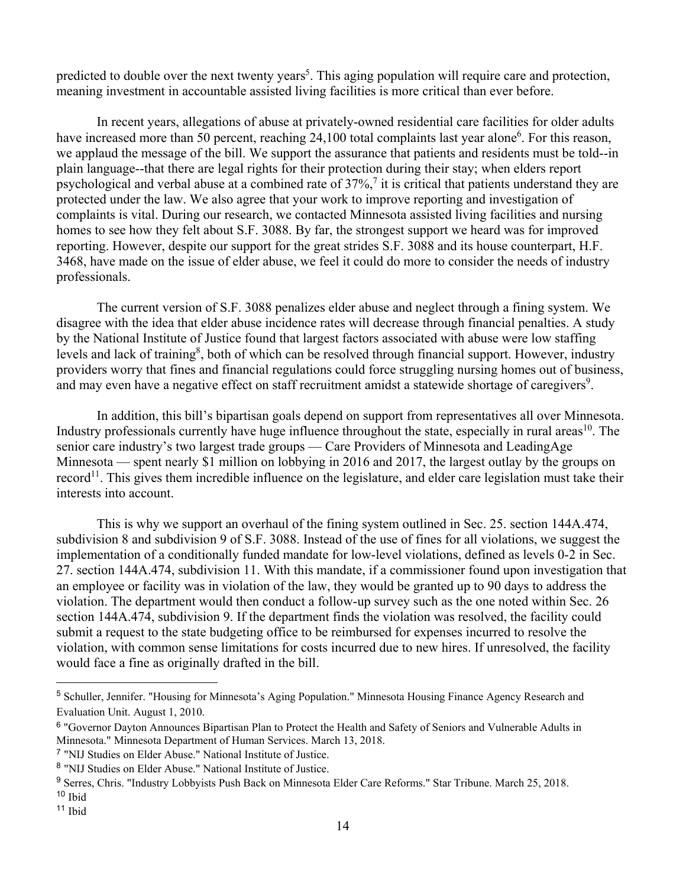predicted to double over the next twenty years[5]. This aging population will require care and protection, meaning investment in accountable assisted living facilities is more critical than ever before.

In recent years, allegations of abuse at privately-owned residential care facilities for older adults have increased more than 50 percent, reaching 24,100 total complaints last year alone[6]. For this reason, we applaud the message of the bill. We support the assurance that patients and residents must be told--in plain language--that there are legal rights for their protection during their stay; when elders report psychological and verbal abuse at a combined rate of 37%,[7] it is critical that patients understand they are protected under the law. We also agree that your work to improve reporting and investigation of complaints is vital. During our research, we contacted Minnesota assisted living facilities and nursing homes to see how they felt about S.F. 3088. By far, the strongest support we heard was for improved reporting. However, despite our support for the great strides S.F. 3088 and its house counterpart, H.F. 3468, have made on the issue of elder abuse, we feel it could do more to consider the needs of industry professionals.

The current version of S.F. 3088 penalizes elder abuse and neglect through a fining system. We disagree with the idea that elder abuse incidence rates will decrease through financial penalties. A study by the National Institute of Justice found that largest factors associated with abuse were low staffing levels and lack of training[8], both of which can be resolved through financial support. However, industry providers worry that fines and financial regulations could force struggling nursing homes out of business, and may even have a negative effect on staff recruitment amidst a statewide shortage of caregivers[9].

In addition, this bill's bipartisan goals depend on support from representatives all over Minnesota. Industry professionals currently have huge influence throughout the state, especially in rural areas[10]. The senior care industry's two largest trade groups — Care Providers of Minnesota and LeadingAge Minnesota — spent nearly $1 million on lobbying in 2016 and 2017, the largest outlay by the groups on record[11]. This gives them incredible influence on the legislature, and elder care legislation must take their interests into account.

This is why we support an overhaul of the fining system outlined in Sec. 25. section 144A.474, subdivision 8 and subdivision 9 of S.F. 3088. Instead of the use of fines for all violations, we suggest the implementation of a conditionally funded mandate for low-level violations, defined as levels 0-2 in Sec. 27. section 144A.474, subdivision 11. With this mandate, if a commissioner found upon investigation that an employee or facility was in violation of the law, they would be granted up to 90 days to address the violation. The department would then conduct a follow-up survey such as the one noted within Sec. 26 section 144A.474, subdivision 9. If the department finds the violation was resolved, the facility could submit a request to the state budgeting office to be reimbursed for expenses incurred to resolve the violation, with common sense limitations for costs incurred due to new hires. If unresolved, the facility would face a fine as originally drafted in the bill.

---

[5] Schuller, Jennifer. "Housing for Minnesota's Aging Population." Minnesota Housing Finance Agency Research and Evaluation Unit. August 1, 2010.

[6] "Governor Dayton Announces Bipartisan Plan to Protect the Health and Safety of Seniors and Vulnerable Adults in Minnesota." Minnesota Department of Human Services. March 13, 2018.

[7] "NIJ Studies on Elder Abuse." National Institute of Justice.

[8] "NIJ Studies on Elder Abuse." National Institute of Justice.

[9] Serres, Chris. "Industry Lobbyists Push Back on Minnesota Elder Care Reforms." Star Tribune. March 25, 2018.

[10] Ibid

[11] Ibid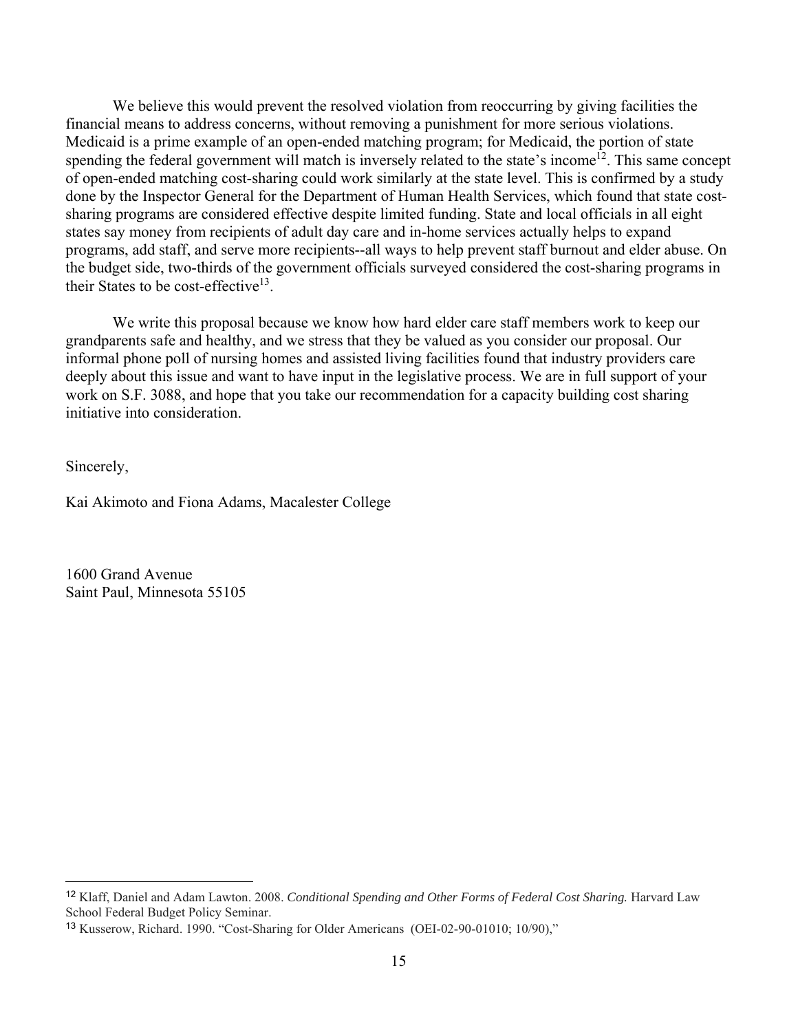We believe this would prevent the resolved violation from reoccurring by giving facilities the financial means to address concerns, without removing a punishment for more serious violations. Medicaid is a prime example of an open-ended matching program; for Medicaid, the portion of state spending the federal government will match is inversely related to the state's income[12]. This same concept of open-ended matching cost-sharing could work similarly at the state level. This is confirmed by a study done by the Inspector General for the Department of Human Health Services, which found that state cost-sharing programs are considered effective despite limited funding. State and local officials in all eight states say money from recipients of adult day care and in-home services actually helps to expand programs, add staff, and serve more recipients--all ways to help prevent staff burnout and elder abuse. On the budget side, two-thirds of the government officials surveyed considered the cost-sharing programs in their States to be cost-effective[13].

We write this proposal because we know how hard elder care staff members work to keep our grandparents safe and healthy, and we stress that they be valued as you consider our proposal. Our informal phone poll of nursing homes and assisted living facilities found that industry providers care deeply about this issue and want to have input in the legislative process. We are in full support of your work on S.F. 3088, and hope that you take our recommendation for a capacity building cost sharing initiative into consideration.

Sincerely,

Kai Akimoto and Fiona Adams, Macalester College

1600 Grand Avenue
Saint Paul, Minnesota 55105

---

[12] Klaff, Daniel and Adam Lawton. 2008. *Conditional Spending and Other Forms of Federal Cost Sharing.* Harvard Law School Federal Budget Policy Seminar.

[13] Kusserow, Richard. 1990. "Cost-Sharing for Older Americans (OEI-02-90-01010; 10/90),"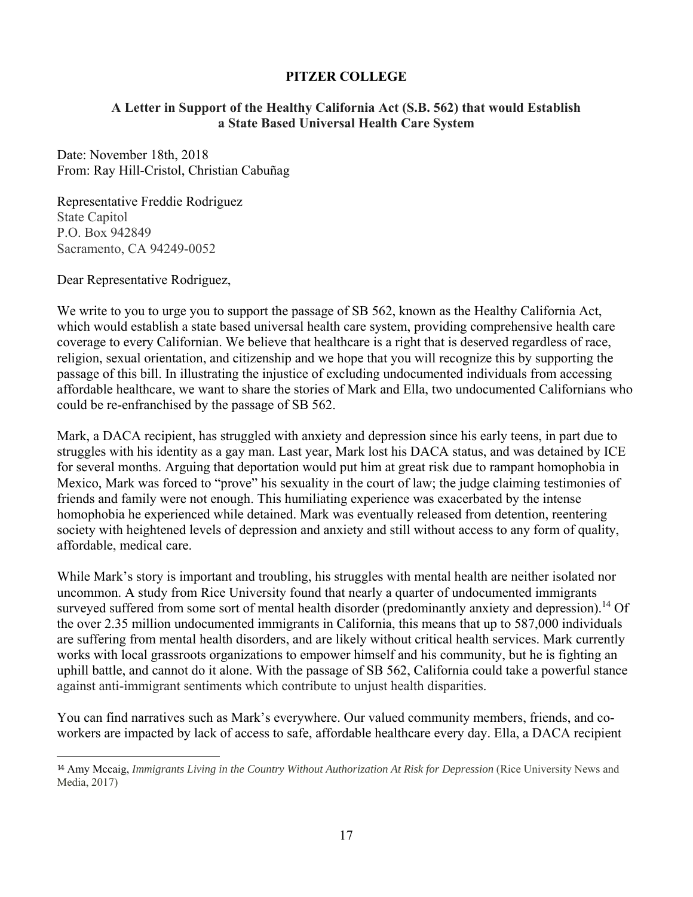**PITZER COLLEGE**

**A Letter in Support of the Healthy California Act (S.B. 562) that would Establish a State Based Universal Health Care System**

Date: November 18th, 2018
From: Ray Hill-Cristol, Christian Cabuñag

Representative Freddie Rodriguez
State Capitol
P.O. Box 942849
Sacramento, CA 94249-0052

Dear Representative Rodriguez,

We write to you to urge you to support the passage of SB 562, known as the Healthy California Act, which would establish a state based universal health care system, providing comprehensive health care coverage to every Californian. We believe that healthcare is a right that is deserved regardless of race, religion, sexual orientation, and citizenship and we hope that you will recognize this by supporting the passage of this bill. In illustrating the injustice of excluding undocumented individuals from accessing affordable healthcare, we want to share the stories of Mark and Ella, two undocumented Californians who could be re-enfranchised by the passage of SB 562.

Mark, a DACA recipient, has struggled with anxiety and depression since his early teens, in part due to struggles with his identity as a gay man. Last year, Mark lost his DACA status, and was detained by ICE for several months. Arguing that deportation would put him at great risk due to rampant homophobia in Mexico, Mark was forced to "prove" his sexuality in the court of law; the judge claiming testimonies of friends and family were not enough. This humiliating experience was exacerbated by the intense homophobia he experienced while detained. Mark was eventually released from detention, reentering society with heightened levels of depression and anxiety and still without access to any form of quality, affordable, medical care.

While Mark's story is important and troubling, his struggles with mental health are neither isolated nor uncommon. A study from Rice University found that nearly a quarter of undocumented immigrants surveyed suffered from some sort of mental health disorder (predominantly anxiety and depression).[14] Of the over 2.35 million undocumented immigrants in California, this means that up to 587,000 individuals are suffering from mental health disorders, and are likely without critical health services. Mark currently works with local grassroots organizations to empower himself and his community, but he is fighting an uphill battle, and cannot do it alone. With the passage of SB 562, California could take a powerful stance against anti-immigrant sentiments which contribute to unjust health disparities.

You can find narratives such as Mark's everywhere. Our valued community members, friends, and co-workers are impacted by lack of access to safe, affordable healthcare every day. Ella, a DACA recipient

[14] Amy Mccaig, *Immigrants Living in the Country Without Authorization At Risk for Depression* (Rice University News and Media, 2017)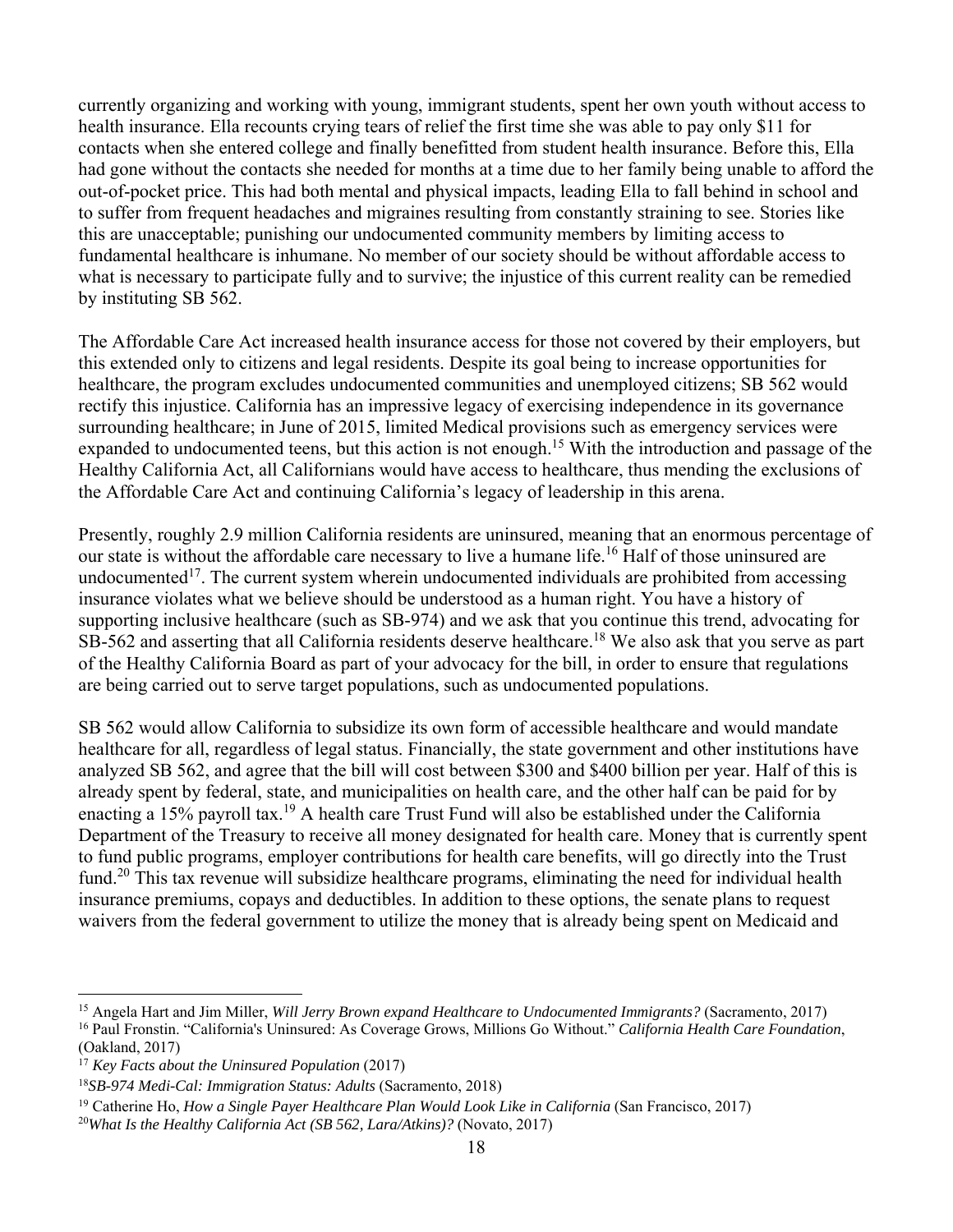currently organizing and working with young, immigrant students, spent her own youth without access to health insurance. Ella recounts crying tears of relief the first time she was able to pay only $11 for contacts when she entered college and finally benefitted from student health insurance. Before this, Ella had gone without the contacts she needed for months at a time due to her family being unable to afford the out-of-pocket price. This had both mental and physical impacts, leading Ella to fall behind in school and to suffer from frequent headaches and migraines resulting from constantly straining to see. Stories like this are unacceptable; punishing our undocumented community members by limiting access to fundamental healthcare is inhumane. No member of our society should be without affordable access to what is necessary to participate fully and to survive; the injustice of this current reality can be remedied by instituting SB 562.

The Affordable Care Act increased health insurance access for those not covered by their employers, but this extended only to citizens and legal residents. Despite its goal being to increase opportunities for healthcare, the program excludes undocumented communities and unemployed citizens; SB 562 would rectify this injustice. California has an impressive legacy of exercising independence in its governance surrounding healthcare; in June of 2015, limited Medical provisions such as emergency services were expanded to undocumented teens, but this action is not enough.[15] With the introduction and passage of the Healthy California Act, all Californians would have access to healthcare, thus mending the exclusions of the Affordable Care Act and continuing California's legacy of leadership in this arena.

Presently, roughly 2.9 million California residents are uninsured, meaning that an enormous percentage of our state is without the affordable care necessary to live a humane life.[16] Half of those uninsured are undocumented[17]. The current system wherein undocumented individuals are prohibited from accessing insurance violates what we believe should be understood as a human right. You have a history of supporting inclusive healthcare (such as SB-974) and we ask that you continue this trend, advocating for SB-562 and asserting that all California residents deserve healthcare.[18] We also ask that you serve as part of the Healthy California Board as part of your advocacy for the bill, in order to ensure that regulations are being carried out to serve target populations, such as undocumented populations.

SB 562 would allow California to subsidize its own form of accessible healthcare and would mandate healthcare for all, regardless of legal status. Financially, the state government and other institutions have analyzed SB 562, and agree that the bill will cost between $300 and $400 billion per year. Half of this is already spent by federal, state, and municipalities on health care, and the other half can be paid for by enacting a 15% payroll tax.[19] A health care Trust Fund will also be established under the California Department of the Treasury to receive all money designated for health care. Money that is currently spent to fund public programs, employer contributions for health care benefits, will go directly into the Trust fund.[20] This tax revenue will subsidize healthcare programs, eliminating the need for individual health insurance premiums, copays and deductibles. In addition to these options, the senate plans to request waivers from the federal government to utilize the money that is already being spent on Medicaid and

---

[15] Angela Hart and Jim Miller, *Will Jerry Brown expand Healthcare to Undocumented Immigrants?* (Sacramento, 2017)

[16] Paul Fronstin. "California's Uninsured: As Coverage Grows, Millions Go Without." *California Health Care Foundation*, (Oakland, 2017)

[17] *Key Facts about the Uninsured Population* (2017)

[18] *SB-974 Medi-Cal: Immigration Status: Adults* (Sacramento, 2018)

[19] Catherine Ho, *How a Single Payer Healthcare Plan Would Look Like in California* (San Francisco, 2017)

[20] *What Is the Healthy California Act (SB 562, Lara/Atkins)?* (Novato, 2017)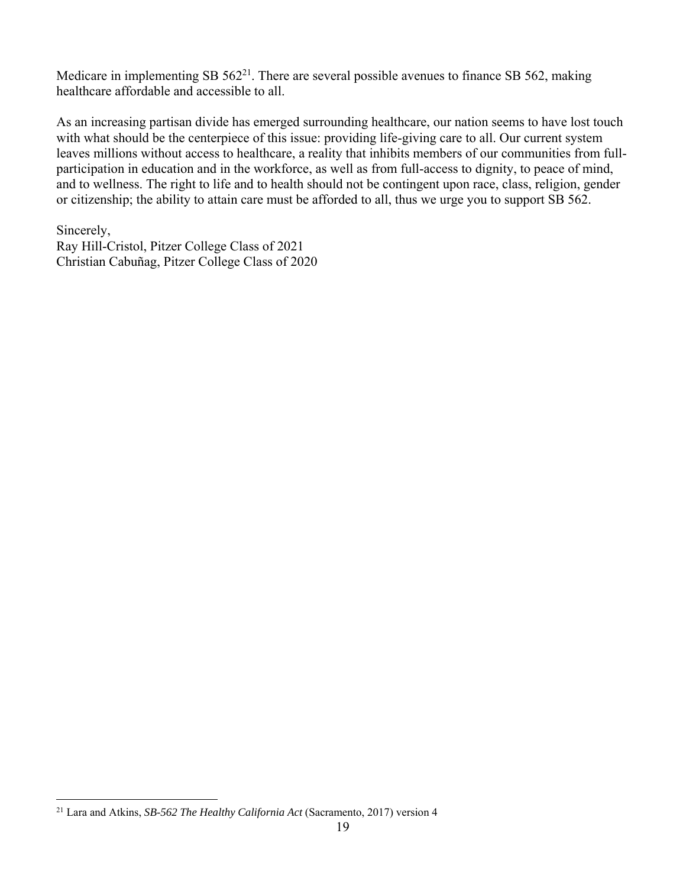Medicare in implementing SB 562[21]. There are several possible avenues to finance SB 562, making healthcare affordable and accessible to all.

As an increasing partisan divide has emerged surrounding healthcare, our nation seems to have lost touch with what should be the centerpiece of this issue: providing life-giving care to all. Our current system leaves millions without access to healthcare, a reality that inhibits members of our communities from full-participation in education and in the workforce, as well as from full-access to dignity, to peace of mind, and to wellness. The right to life and to health should not be contingent upon race, class, religion, gender or citizenship; the ability to attain care must be afforded to all, thus we urge you to support SB 562.

Sincerely,
Ray Hill-Cristol, Pitzer College Class of 2021
Christian Cabuñag, Pitzer College Class of 2020

[21] Lara and Atkins, *SB-562 The Healthy California Act* (Sacramento, 2017) version 4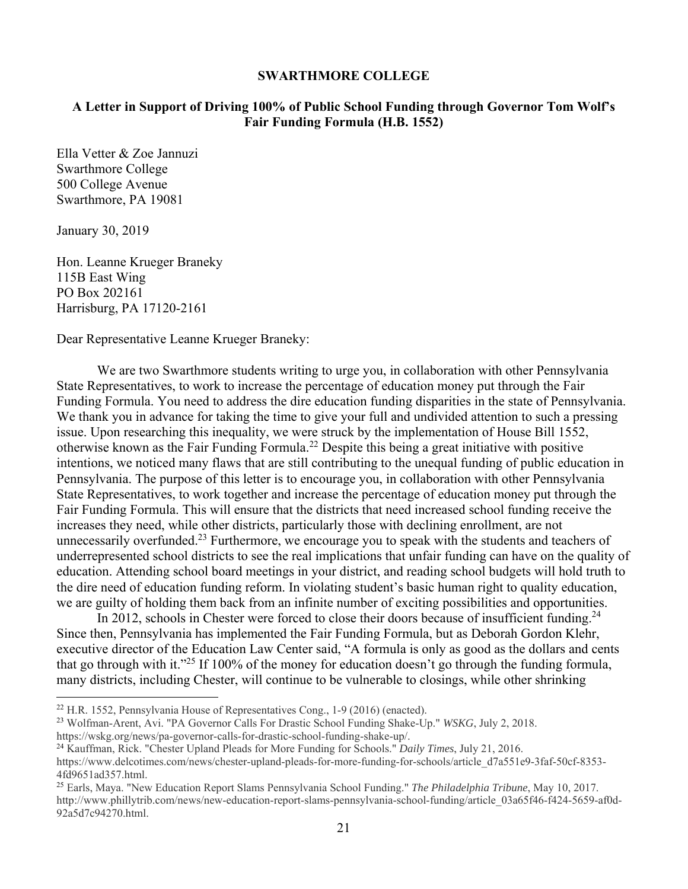**SWARTHMORE COLLEGE**

**A Letter in Support of Driving 100% of Public School Funding through Governor Tom Wolf's Fair Funding Formula (H.B. 1552)**

Ella Vetter & Zoe Jannuzi
Swarthmore College
500 College Avenue
Swarthmore, PA 19081

January 30, 2019

Hon. Leanne Krueger Braneky
115B East Wing
PO Box 202161
Harrisburg, PA 17120-2161

Dear Representative Leanne Krueger Braneky:

We are two Swarthmore students writing to urge you, in collaboration with other Pennsylvania State Representatives, to work to increase the percentage of education money put through the Fair Funding Formula. You need to address the dire education funding disparities in the state of Pennsylvania. We thank you in advance for taking the time to give your full and undivided attention to such a pressing issue. Upon researching this inequality, we were struck by the implementation of House Bill 1552, otherwise known as the Fair Funding Formula.[22] Despite this being a great initiative with positive intentions, we noticed many flaws that are still contributing to the unequal funding of public education in Pennsylvania. The purpose of this letter is to encourage you, in collaboration with other Pennsylvania State Representatives, to work together and increase the percentage of education money put through the Fair Funding Formula. This will ensure that the districts that need increased school funding receive the increases they need, while other districts, particularly those with declining enrollment, are not unnecessarily overfunded.[23] Furthermore, we encourage you to speak with the students and teachers of underrepresented school districts to see the real implications that unfair funding can have on the quality of education. Attending school board meetings in your district, and reading school budgets will hold truth to the dire need of education funding reform. In violating student's basic human right to quality education, we are guilty of holding them back from an infinite number of exciting possibilities and opportunities.

In 2012, schools in Chester were forced to close their doors because of insufficient funding.[24] Since then, Pennsylvania has implemented the Fair Funding Formula, but as Deborah Gordon Klehr, executive director of the Education Law Center said, "A formula is only as good as the dollars and cents that go through with it."[25] If 100% of the money for education doesn't go through the funding formula, many districts, including Chester, will continue to be vulnerable to closings, while other shrinking

---

[22] H.R. 1552, Pennsylvania House of Representatives Cong., 1-9 (2016) (enacted).

[23] Wolfman-Arent, Avi. "PA Governor Calls For Drastic School Funding Shake-Up." *WSKG*, July 2, 2018. https://wskg.org/news/pa-governor-calls-for-drastic-school-funding-shake-up/.

[24] Kauffman, Rick. "Chester Upland Pleads for More Funding for Schools." *Daily Times*, July 21, 2016. https://www.delcotimes.com/news/chester-upland-pleads-for-more-funding-for-schools/article_d7a551e9-3faf-50cf-8353-4fd9651ad357.html.

[25] Earls, Maya. "New Education Report Slams Pennsylvania School Funding." *The Philadelphia Tribune*, May 10, 2017. http://www.phillytrib.com/news/new-education-report-slams-pennsylvania-school-funding/article_03a65f46-f424-5659-af0d-92a5d7c94270.html.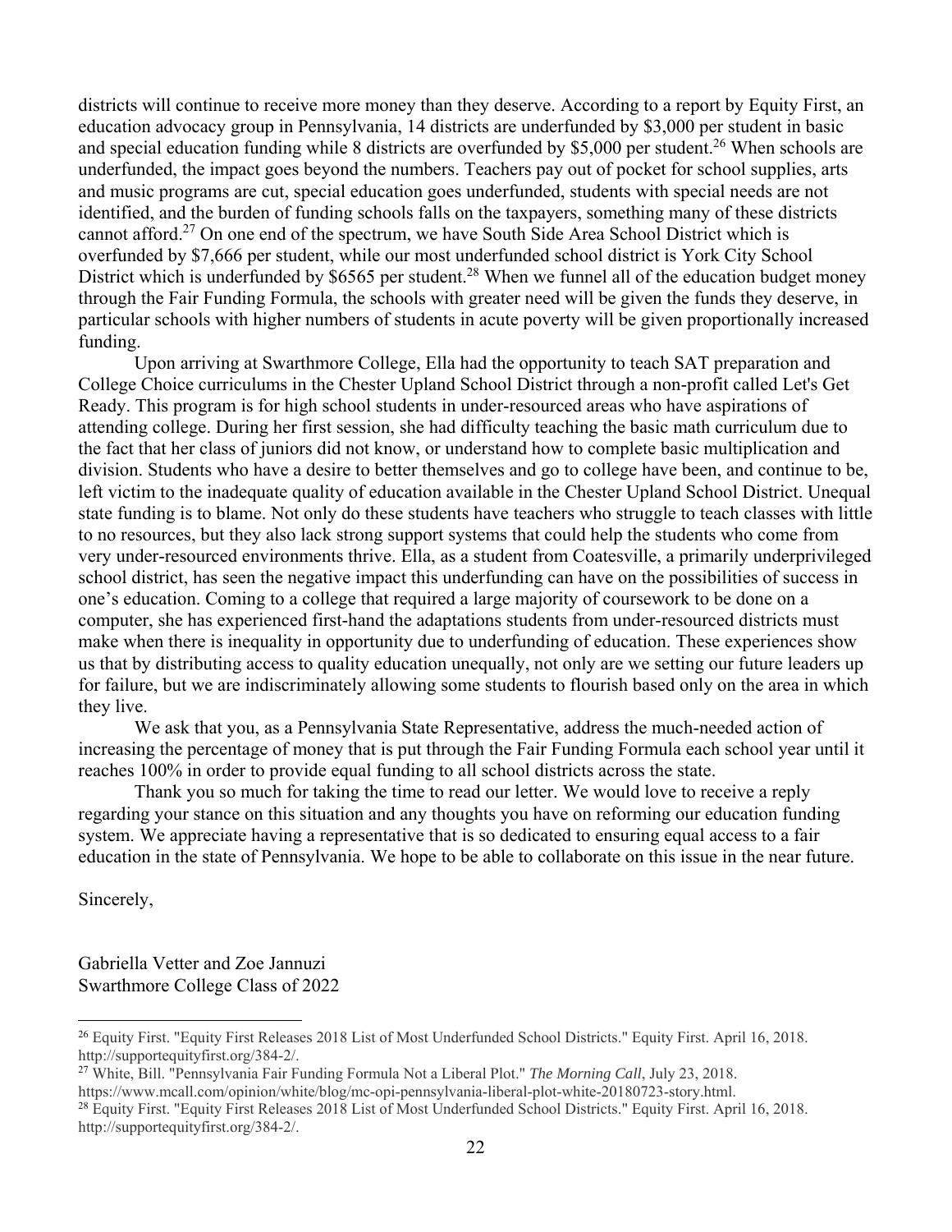districts will continue to receive more money than they deserve. According to a report by Equity First, an education advocacy group in Pennsylvania, 14 districts are underfunded by $3,000 per student in basic and special education funding while 8 districts are overfunded by $5,000 per student.[26] When schools are underfunded, the impact goes beyond the numbers. Teachers pay out of pocket for school supplies, arts and music programs are cut, special education goes underfunded, students with special needs are not identified, and the burden of funding schools falls on the taxpayers, something many of these districts cannot afford.[27] On one end of the spectrum, we have South Side Area School District which is overfunded by $7,666 per student, while our most underfunded school district is York City School District which is underfunded by $6565 per student.[28] When we funnel all of the education budget money through the Fair Funding Formula, the schools with greater need will be given the funds they deserve, in particular schools with higher numbers of students in acute poverty will be given proportionally increased funding.

Upon arriving at Swarthmore College, Ella had the opportunity to teach SAT preparation and College Choice curriculums in the Chester Upland School District through a non-profit called Let's Get Ready. This program is for high school students in under-resourced areas who have aspirations of attending college. During her first session, she had difficulty teaching the basic math curriculum due to the fact that her class of juniors did not know, or understand how to complete basic multiplication and division. Students who have a desire to better themselves and go to college have been, and continue to be, left victim to the inadequate quality of education available in the Chester Upland School District. Unequal state funding is to blame. Not only do these students have teachers who struggle to teach classes with little to no resources, but they also lack strong support systems that could help the students who come from very under-resourced environments thrive. Ella, as a student from Coatesville, a primarily underprivileged school district, has seen the negative impact this underfunding can have on the possibilities of success in one's education. Coming to a college that required a large majority of coursework to be done on a computer, she has experienced first-hand the adaptations students from under-resourced districts must make when there is inequality in opportunity due to underfunding of education. These experiences show us that by distributing access to quality education unequally, not only are we setting our future leaders up for failure, but we are indiscriminately allowing some students to flourish based only on the area in which they live.

We ask that you, as a Pennsylvania State Representative, address the much-needed action of increasing the percentage of money that is put through the Fair Funding Formula each school year until it reaches 100% in order to provide equal funding to all school districts across the state.

Thank you so much for taking the time to read our letter. We would love to receive a reply regarding your stance on this situation and any thoughts you have on reforming our education funding system. We appreciate having a representative that is so dedicated to ensuring equal access to a fair education in the state of Pennsylvania. We hope to be able to collaborate on this issue in the near future.

Sincerely,

Gabriella Vetter and Zoe Jannuzi
Swarthmore College Class of 2022

---

[26] Equity First. "Equity First Releases 2018 List of Most Underfunded School Districts." Equity First. April 16, 2018. http://supportequityfirst.org/384-2/.

[27] White, Bill. "Pennsylvania Fair Funding Formula Not a Liberal Plot." *The Morning Call*, July 23, 2018. https://www.mcall.com/opinion/white/blog/mc-opi-pennsylvania-liberal-plot-white-20180723-story.html.

[28] Equity First. "Equity First Releases 2018 List of Most Underfunded School Districts." Equity First. April 16, 2018. http://supportequityfirst.org/384-2/.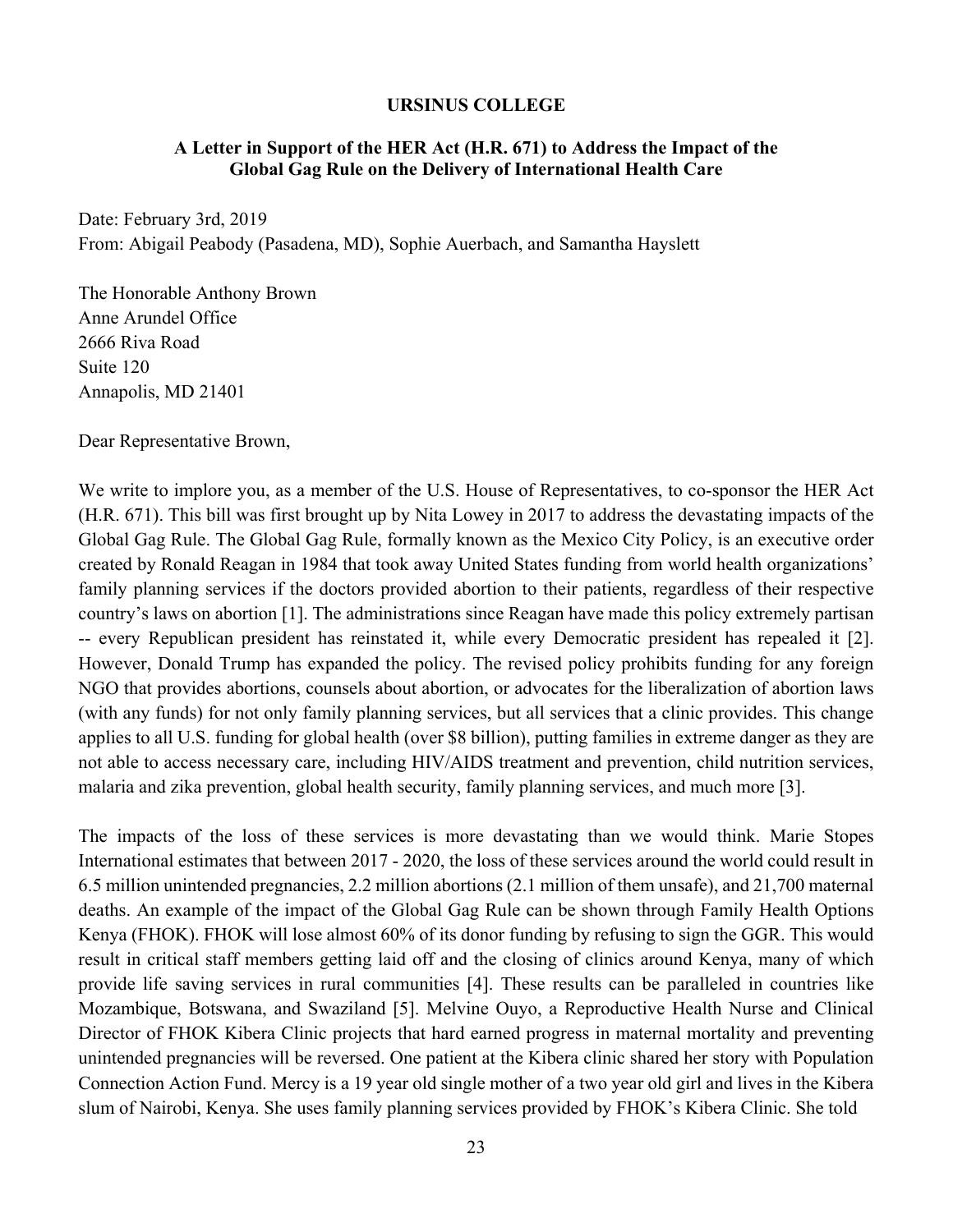**URSINUS COLLEGE**

**A Letter in Support of the HER Act (H.R. 671) to Address the Impact of the Global Gag Rule on the Delivery of International Health Care**

Date: February 3rd, 2019
From: Abigail Peabody (Pasadena, MD), Sophie Auerbach, and Samantha Hayslett

The Honorable Anthony Brown
Anne Arundel Office
2666 Riva Road
Suite 120
Annapolis, MD 21401

Dear Representative Brown,

We write to implore you, as a member of the U.S. House of Representatives, to co-sponsor the HER Act (H.R. 671). This bill was first brought up by Nita Lowey in 2017 to address the devastating impacts of the Global Gag Rule. The Global Gag Rule, formally known as the Mexico City Policy, is an executive order created by Ronald Reagan in 1984 that took away United States funding from world health organizations' family planning services if the doctors provided abortion to their patients, regardless of their respective country's laws on abortion [1]. The administrations since Reagan have made this policy extremely partisan -- every Republican president has reinstated it, while every Democratic president has repealed it [2]. However, Donald Trump has expanded the policy. The revised policy prohibits funding for any foreign NGO that provides abortions, counsels about abortion, or advocates for the liberalization of abortion laws (with any funds) for not only family planning services, but all services that a clinic provides. This change applies to all U.S. funding for global health (over $8 billion), putting families in extreme danger as they are not able to access necessary care, including HIV/AIDS treatment and prevention, child nutrition services, malaria and zika prevention, global health security, family planning services, and much more [3].

The impacts of the loss of these services is more devastating than we would think. Marie Stopes International estimates that between 2017 - 2020, the loss of these services around the world could result in 6.5 million unintended pregnancies, 2.2 million abortions (2.1 million of them unsafe), and 21,700 maternal deaths. An example of the impact of the Global Gag Rule can be shown through Family Health Options Kenya (FHOK). FHOK will lose almost 60% of its donor funding by refusing to sign the GGR. This would result in critical staff members getting laid off and the closing of clinics around Kenya, many of which provide life saving services in rural communities [4]. These results can be paralleled in countries like Mozambique, Botswana, and Swaziland [5]. Melvine Ouyo, a Reproductive Health Nurse and Clinical Director of FHOK Kibera Clinic projects that hard earned progress in maternal mortality and preventing unintended pregnancies will be reversed. One patient at the Kibera clinic shared her story with Population Connection Action Fund. Mercy is a 19 year old single mother of a two year old girl and lives in the Kibera slum of Nairobi, Kenya. She uses family planning services provided by FHOK's Kibera Clinic. She told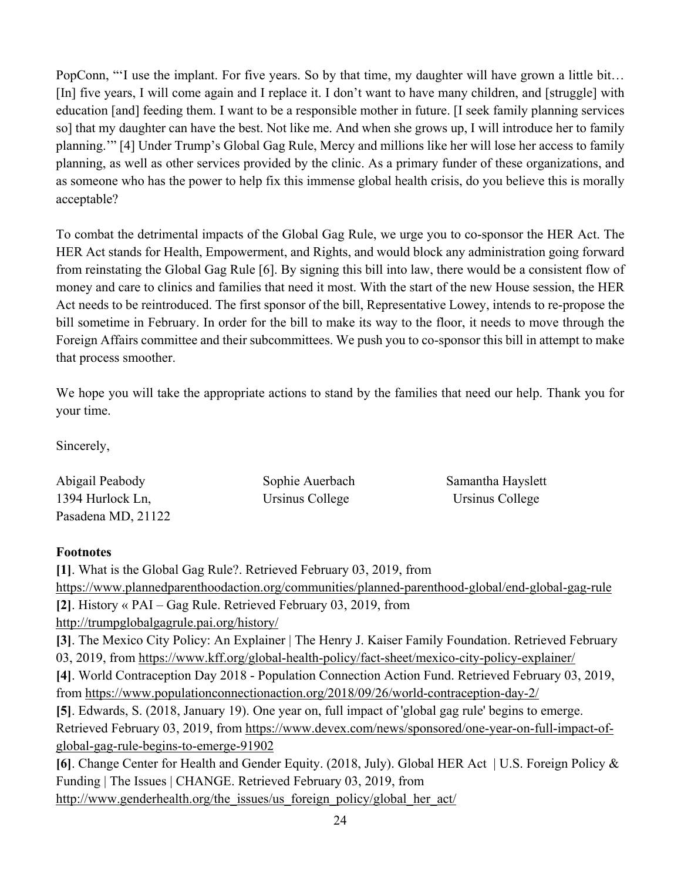PopConn, "'I use the implant. For five years. So by that time, my daughter will have grown a little bit… [In] five years, I will come again and I replace it. I don't want to have many children, and [struggle] with education [and] feeding them. I want to be a responsible mother in future. [I seek family planning services so] that my daughter can have the best. Not like me. And when she grows up, I will introduce her to family planning.'" [4] Under Trump's Global Gag Rule, Mercy and millions like her will lose her access to family planning, as well as other services provided by the clinic. As a primary funder of these organizations, and as someone who has the power to help fix this immense global health crisis, do you believe this is morally acceptable?

To combat the detrimental impacts of the Global Gag Rule, we urge you to co-sponsor the HER Act. The HER Act stands for Health, Empowerment, and Rights, and would block any administration going forward from reinstating the Global Gag Rule [6]. By signing this bill into law, there would be a consistent flow of money and care to clinics and families that need it most. With the start of the new House session, the HER Act needs to be reintroduced. The first sponsor of the bill, Representative Lowey, intends to re-propose the bill sometime in February. In order for the bill to make its way to the floor, it needs to move through the Foreign Affairs committee and their subcommittees. We push you to co-sponsor this bill in attempt to make that process smoother.

We hope you will take the appropriate actions to stand by the families that need our help. Thank you for your time.

Sincerely,

Abigail Peabody
1394 Hurlock Ln,
Pasadena MD, 21122

Sophie Auerbach
Ursinus College

Samantha Hayslett
Ursinus College

**Footnotes**

**[1]**. What is the Global Gag Rule?. Retrieved February 03, 2019, from https://www.plannedparenthoodaction.org/communities/planned-parenthood-global/end-global-gag-rule

**[2]**. History « PAI – Gag Rule. Retrieved February 03, 2019, from http://trumpglobalgagrule.pai.org/history/

**[3]**. The Mexico City Policy: An Explainer | The Henry J. Kaiser Family Foundation. Retrieved February 03, 2019, from https://www.kff.org/global-health-policy/fact-sheet/mexico-city-policy-explainer/

**[4]**. World Contraception Day 2018 - Population Connection Action Fund. Retrieved February 03, 2019, from https://www.populationconnectionaction.org/2018/09/26/world-contraception-day-2/

**[5]**. Edwards, S. (2018, January 19). One year on, full impact of 'global gag rule' begins to emerge. Retrieved February 03, 2019, from https://www.devex.com/news/sponsored/one-year-on-full-impact-of-global-gag-rule-begins-to-emerge-91902

**[6]**. Change Center for Health and Gender Equity. (2018, July). Global HER Act | U.S. Foreign Policy & Funding | The Issues | CHANGE. Retrieved February 03, 2019, from http://www.genderhealth.org/the_issues/us_foreign_policy/global_her_act/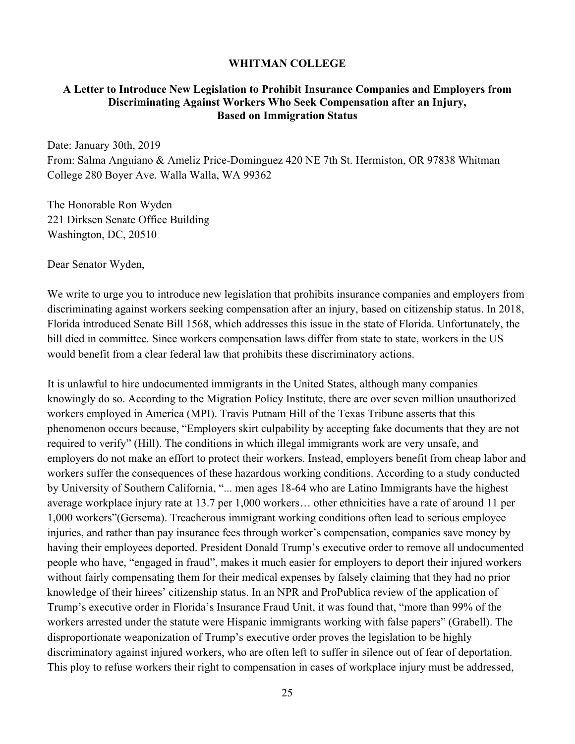**WHITMAN COLLEGE**

**A Letter to Introduce New Legislation to Prohibit Insurance Companies and Employers from Discriminating Against Workers Who Seek Compensation after an Injury, Based on Immigration Status**

Date: January 30th, 2019
From: Salma Anguiano & Ameliz Price-Dominguez 420 NE 7th St. Hermiston, OR 97838 Whitman College 280 Boyer Ave. Walla Walla, WA 99362

The Honorable Ron Wyden
221 Dirksen Senate Office Building
Washington, DC, 20510

Dear Senator Wyden,

We write to urge you to introduce new legislation that prohibits insurance companies and employers from discriminating against workers seeking compensation after an injury, based on citizenship status. In 2018, Florida introduced Senate Bill 1568, which addresses this issue in the state of Florida. Unfortunately, the bill died in committee. Since workers compensation laws differ from state to state, workers in the US would benefit from a clear federal law that prohibits these discriminatory actions.

It is unlawful to hire undocumented immigrants in the United States, although many companies knowingly do so. According to the Migration Policy Institute, there are over seven million unauthorized workers employed in America (MPI). Travis Putnam Hill of the Texas Tribune asserts that this phenomenon occurs because, "Employers skirt culpability by accepting fake documents that they are not required to verify" (Hill). The conditions in which illegal immigrants work are very unsafe, and employers do not make an effort to protect their workers. Instead, employers benefit from cheap labor and workers suffer the consequences of these hazardous working conditions. According to a study conducted by University of Southern California, "... men ages 18-64 who are Latino Immigrants have the highest average workplace injury rate at 13.7 per 1,000 workers… other ethnicities have a rate of around 11 per 1,000 workers"(Gersema). Treacherous immigrant working conditions often lead to serious employee injuries, and rather than pay insurance fees through worker's compensation, companies save money by having their employees deported. President Donald Trump's executive order to remove all undocumented people who have, "engaged in fraud", makes it much easier for employers to deport their injured workers without fairly compensating them for their medical expenses by falsely claiming that they had no prior knowledge of their hirees' citizenship status. In an NPR and ProPublica review of the application of Trump's executive order in Florida's Insurance Fraud Unit, it was found that, "more than 99% of the workers arrested under the statute were Hispanic immigrants working with false papers" (Grabell). The disproportionate weaponization of Trump's executive order proves the legislation to be highly discriminatory against injured workers, who are often left to suffer in silence out of fear of deportation. This ploy to refuse workers their right to compensation in cases of workplace injury must be addressed,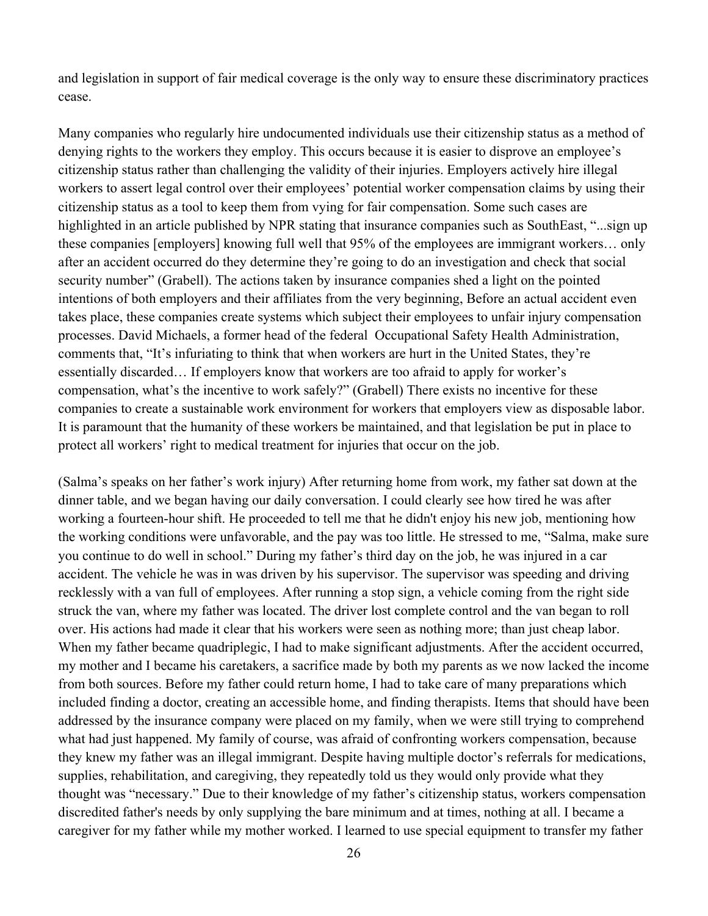and legislation in support of fair medical coverage is the only way to ensure these discriminatory practices cease.

Many companies who regularly hire undocumented individuals use their citizenship status as a method of denying rights to the workers they employ. This occurs because it is easier to disprove an employee's citizenship status rather than challenging the validity of their injuries. Employers actively hire illegal workers to assert legal control over their employees' potential worker compensation claims by using their citizenship status as a tool to keep them from vying for fair compensation. Some such cases are highlighted in an article published by NPR stating that insurance companies such as SouthEast, "...sign up these companies [employers] knowing full well that 95% of the employees are immigrant workers… only after an accident occurred do they determine they're going to do an investigation and check that social security number" (Grabell). The actions taken by insurance companies shed a light on the pointed intentions of both employers and their affiliates from the very beginning, Before an actual accident even takes place, these companies create systems which subject their employees to unfair injury compensation processes. David Michaels, a former head of the federal  Occupational Safety Health Administration, comments that, "It's infuriating to think that when workers are hurt in the United States, they're essentially discarded… If employers know that workers are too afraid to apply for worker's compensation, what's the incentive to work safely?" (Grabell) There exists no incentive for these companies to create a sustainable work environment for workers that employers view as disposable labor. It is paramount that the humanity of these workers be maintained, and that legislation be put in place to protect all workers' right to medical treatment for injuries that occur on the job.

(Salma's speaks on her father's work injury) After returning home from work, my father sat down at the dinner table, and we began having our daily conversation. I could clearly see how tired he was after working a fourteen-hour shift. He proceeded to tell me that he didn't enjoy his new job, mentioning how the working conditions were unfavorable, and the pay was too little. He stressed to me, "Salma, make sure you continue to do well in school." During my father's third day on the job, he was injured in a car accident. The vehicle he was in was driven by his supervisor. The supervisor was speeding and driving recklessly with a van full of employees. After running a stop sign, a vehicle coming from the right side struck the van, where my father was located. The driver lost complete control and the van began to roll over. His actions had made it clear that his workers were seen as nothing more; than just cheap labor. When my father became quadriplegic, I had to make significant adjustments. After the accident occurred, my mother and I became his caretakers, a sacrifice made by both my parents as we now lacked the income from both sources. Before my father could return home, I had to take care of many preparations which included finding a doctor, creating an accessible home, and finding therapists. Items that should have been addressed by the insurance company were placed on my family, when we were still trying to comprehend what had just happened. My family of course, was afraid of confronting workers compensation, because they knew my father was an illegal immigrant. Despite having multiple doctor's referrals for medications, supplies, rehabilitation, and caregiving, they repeatedly told us they would only provide what they thought was "necessary." Due to their knowledge of my father's citizenship status, workers compensation discredited father's needs by only supplying the bare minimum and at times, nothing at all. I became a caregiver for my father while my mother worked. I learned to use special equipment to transfer my father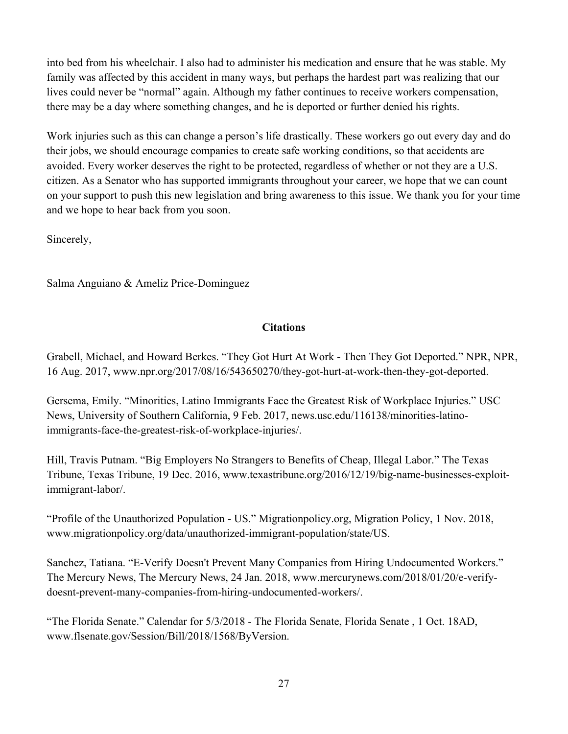into bed from his wheelchair. I also had to administer his medication and ensure that he was stable. My family was affected by this accident in many ways, but perhaps the hardest part was realizing that our lives could never be "normal" again. Although my father continues to receive workers compensation, there may be a day where something changes, and he is deported or further denied his rights.

Work injuries such as this can change a person's life drastically. These workers go out every day and do their jobs, we should encourage companies to create safe working conditions, so that accidents are avoided. Every worker deserves the right to be protected, regardless of whether or not they are a U.S. citizen. As a Senator who has supported immigrants throughout your career, we hope that we can count on your support to push this new legislation and bring awareness to this issue. We thank you for your time and we hope to hear back from you soon.

Sincerely,

Salma Anguiano & Ameliz Price-Dominguez

**Citations**

Grabell, Michael, and Howard Berkes. "They Got Hurt At Work - Then They Got Deported." NPR, NPR, 16 Aug. 2017, www.npr.org/2017/08/16/543650270/they-got-hurt-at-work-then-they-got-deported.

Gersema, Emily. "Minorities, Latino Immigrants Face the Greatest Risk of Workplace Injuries." USC News, University of Southern California, 9 Feb. 2017, news.usc.edu/116138/minorities-latino-immigrants-face-the-greatest-risk-of-workplace-injuries/.

Hill, Travis Putnam. "Big Employers No Strangers to Benefits of Cheap, Illegal Labor." The Texas Tribune, Texas Tribune, 19 Dec. 2016, www.texastribune.org/2016/12/19/big-name-businesses-exploit-immigrant-labor/.

"Profile of the Unauthorized Population - US." Migrationpolicy.org, Migration Policy, 1 Nov. 2018, www.migrationpolicy.org/data/unauthorized-immigrant-population/state/US.

Sanchez, Tatiana. "E-Verify Doesn't Prevent Many Companies from Hiring Undocumented Workers." The Mercury News, The Mercury News, 24 Jan. 2018, www.mercurynews.com/2018/01/20/e-verify-doesnt-prevent-many-companies-from-hiring-undocumented-workers/.

"The Florida Senate." Calendar for 5/3/2018 - The Florida Senate, Florida Senate , 1 Oct. 18AD, www.flsenate.gov/Session/Bill/2018/1568/ByVersion.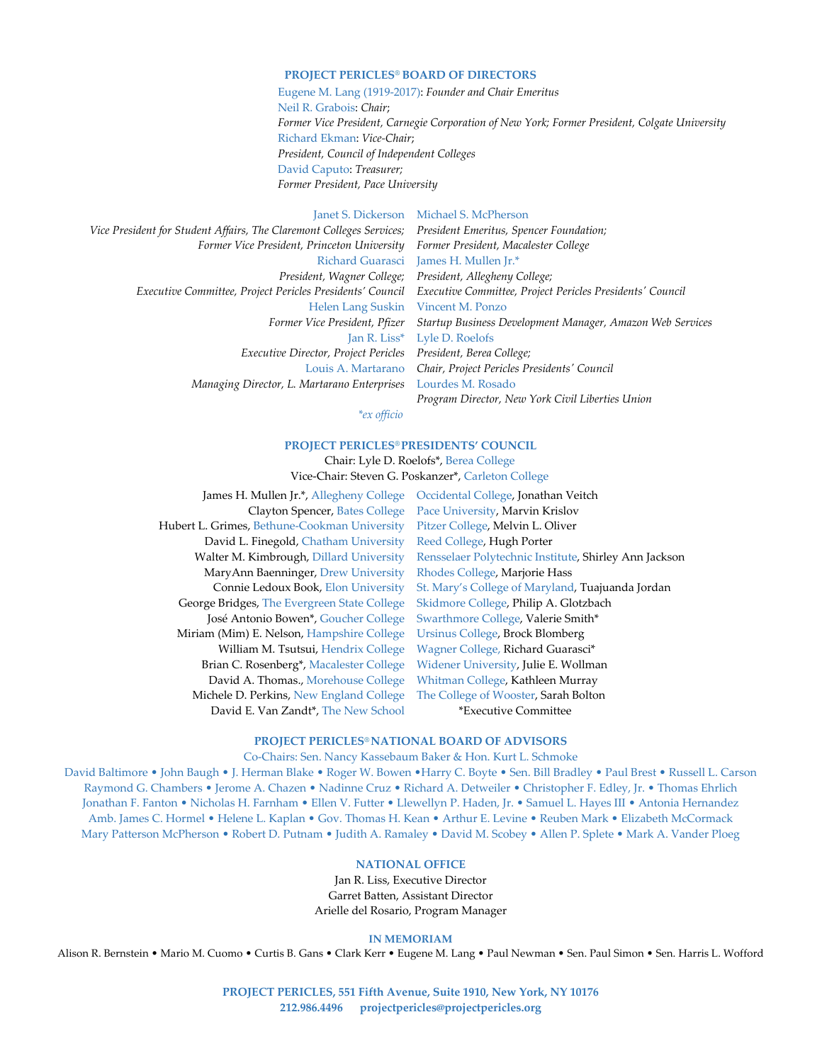## PROJECT PERICLES® BOARD OF DIRECTORS

Eugene M. Lang (1919-2017): *Founder and Chair Emeritus*
Neil R. Grabois: *Chair;*
*Former Vice President, Carnegie Corporation of New York; Former President, Colgate University*
Richard Ekman: *Vice-Chair;*
*President, Council of Independent Colleges*
David Caputo: *Treasurer;*
*Former President, Pace University*

Janet S. Dickerson
*Vice President for Student Affairs, The Claremont Colleges Services;*
*Former Vice President, Princeton University*

Richard Guarasci
*President, Wagner College;*
*Executive Committee, Project Pericles Presidents' Council*

Helen Lang Suskin
*Former Vice President, Pfizer*

Jan R. Liss*
*Executive Director, Project Pericles*

Louis A. Martarano
*Managing Director, L. Martarano Enterprises*

Michael S. McPherson
*President Emeritus, Spencer Foundation;*
*Former President, Macalester College*

James H. Mullen Jr.*
*President, Allegheny College;*
*Executive Committee, Project Pericles Presidents' Council*

Vincent M. Ponzo
*Startup Business Development Manager, Amazon Web Services*

Lyle D. Roelofs
*President, Berea College;*
*Chair, Project Pericles Presidents' Council*

Lourdes M. Rosado
*Program Director, New York Civil Liberties Union*

*\*ex officio*

## PROJECT PERICLES® PRESIDENTS' COUNCIL

Chair: Lyle D. Roelofs*, Berea College
Vice-Chair: Steven G. Poskanzer*, Carleton College

James H. Mullen Jr.*, Allegheny College
Clayton Spencer, Bates College
Hubert L. Grimes, Bethune-Cookman University
David L. Finegold, Chatham University
Walter M. Kimbrough, Dillard University
MaryAnn Baenninger, Drew University
Connie Ledoux Book, Elon University
George Bridges, The Evergreen State College
José Antonio Bowen*, Goucher College
Miriam (Mim) E. Nelson, Hampshire College
William M. Tsutsui, Hendrix College
Brian C. Rosenberg*, Macalester College
David A. Thomas., Morehouse College
Michele D. Perkins, New England College
David E. Van Zandt*, The New School
Occidental College, Jonathan Veitch
Pace University, Marvin Krislov
Pitzer College, Melvin L. Oliver
Reed College, Hugh Porter
Rensselaer Polytechnic Institute, Shirley Ann Jackson
Rhodes College, Marjorie Hass
St. Mary's College of Maryland, Tuajuanda Jordan
Skidmore College, Philip A. Glotzbach
Swarthmore College, Valerie Smith*
Ursinus College, Brock Blomberg
Wagner College, Richard Guarasci*
Widener University, Julie E. Wollman
Whitman College, Kathleen Murray
The College of Wooster, Sarah Bolton

*Executive Committee

## PROJECT PERICLES® NATIONAL BOARD OF ADVISORS

Co-Chairs: Sen. Nancy Kassebaum Baker & Hon. Kurt L. Schmoke

David Baltimore • John Baugh • J. Herman Blake • Roger W. Bowen • Harry C. Boyte • Sen. Bill Bradley • Paul Brest • Russell L. Carson
Raymond G. Chambers • Jerome A. Chazen • Nadinne Cruz • Richard A. Detweiler • Christopher F. Edley, Jr. • Thomas Ehrlich
Jonathan F. Fanton • Nicholas H. Farnham • Ellen V. Futter • Llewellyn P. Haden, Jr. • Samuel L. Hayes III • Antonia Hernandez
Amb. James C. Hormel • Helene L. Kaplan • Gov. Thomas H. Kean • Arthur E. Levine • Reuben Mark • Elizabeth McCormack
Mary Patterson McPherson • Robert D. Putnam • Judith A. Ramaley • David M. Scobey • Allen P. Splete • Mark A. Vander Ploeg

## NATIONAL OFFICE

Jan R. Liss, Executive Director
Garret Batten, Assistant Director
Arielle del Rosario, Program Manager

## IN MEMORIAM

Alison R. Bernstein • Mario M. Cuomo • Curtis B. Gans • Clark Kerr • Eugene M. Lang • Paul Newman • Sen. Paul Simon • Sen. Harris L. Wofford

**PROJECT PERICLES, 551 Fifth Avenue, Suite 1910, New York, NY 10176**
**212.986.4496 projectpericles@projectpericles.org**